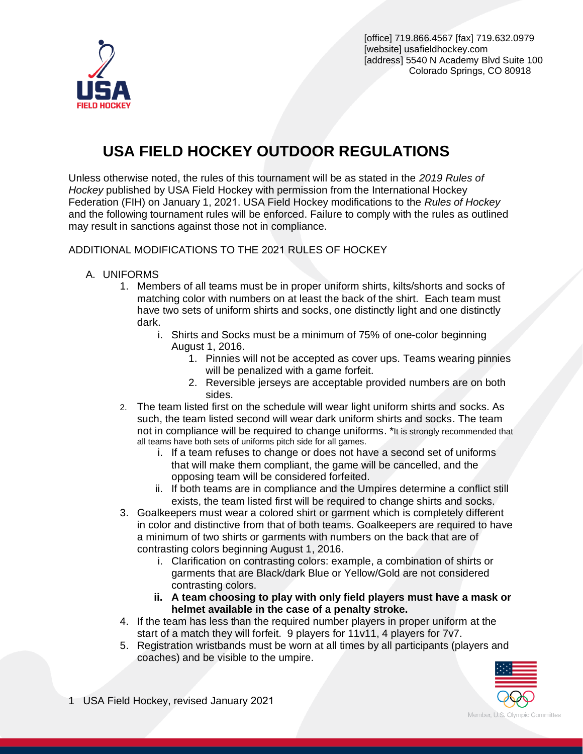[office] 719.866.4567 [fax] 719.632.0979
[website] usafieldhockey.com
[address] 5540 N Academy Blvd Suite 100
Colorado Springs, CO 80918

# USA FIELD HOCKEY OUTDOOR REGULATIONS

Unless otherwise noted, the rules of this tournament will be as stated in the *2019 Rules of Hockey* published by USA Field Hockey with permission from the International Hockey Federation (FIH) on January 1, 2021. USA Field Hockey modifications to the *Rules of Hockey* and the following tournament rules will be enforced. Failure to comply with the rules as outlined may result in sanctions against those not in compliance.

ADDITIONAL MODIFICATIONS TO THE 2021 RULES OF HOCKEY

A. UNIFORMS
   1. Members of all teams must be in proper uniform shirts, kilts/shorts and socks of matching color with numbers on at least the back of the shirt. Each team must have two sets of uniform shirts and socks, one distinctly light and one distinctly dark.
      i. Shirts and Socks must be a minimum of 75% of one-color beginning August 1, 2016.
         1. Pinnies will not be accepted as cover ups. Teams wearing pinnies will be penalized with a game forfeit.
         2. Reversible jerseys are acceptable provided numbers are on both sides.
   2. The team listed first on the schedule will wear light uniform shirts and socks. As such, the team listed second will wear dark uniform shirts and socks. The team not in compliance will be required to change uniforms. *It is strongly recommended that all teams have both sets of uniforms pitch side for all games.
      i. If a team refuses to change or does not have a second set of uniforms that will make them compliant, the game will be cancelled, and the opposing team will be considered forfeited.
      ii. If both teams are in compliance and the Umpires determine a conflict still exists, the team listed first will be required to change shirts and socks.
   3. Goalkeepers must wear a colored shirt or garment which is completely different in color and distinctive from that of both teams. Goalkeepers are required to have a minimum of two shirts or garments with numbers on the back that are of contrasting colors beginning August 1, 2016.
      i. Clarification on contrasting colors: example, a combination of shirts or garments that are Black/dark Blue or Yellow/Gold are not considered contrasting colors.
      **ii. A team choosing to play with only field players must have a mask or helmet available in the case of a penalty stroke.**
   4. If the team has less than the required number players in proper uniform at the start of a match they will forfeit. 9 players for 11v11, 4 players for 7v7.
   5. Registration wristbands must be worn at all times by all participants (players and coaches) and be visible to the umpire.

USA Field Hockey, revised January 2021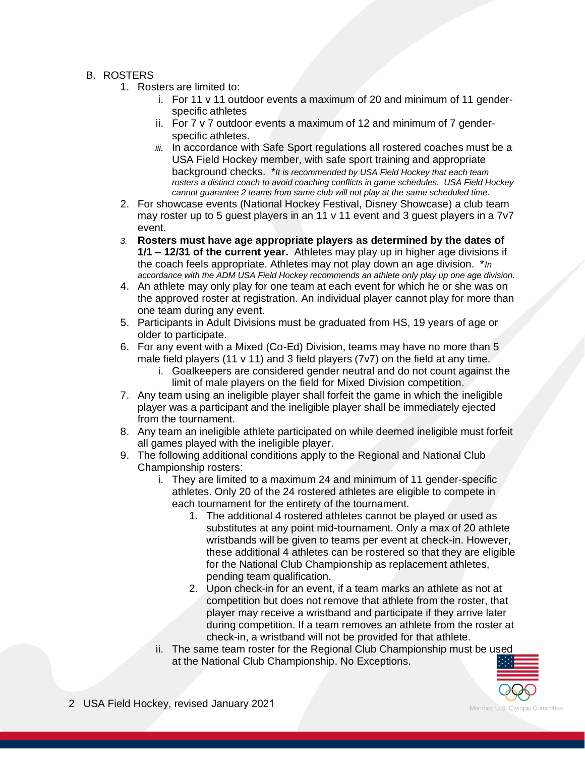B. ROSTERS

1. Rosters are limited to:
   i. For 11 v 11 outdoor events a maximum of 20 and minimum of 11 gender-specific athletes
   ii. For 7 v 7 outdoor events a maximum of 12 and minimum of 7 gender-specific athletes.
   iii. In accordance with Safe Sport regulations all rostered coaches must be a USA Field Hockey member, with safe sport training and appropriate background checks. *_It is recommended by USA Field Hockey that each team rosters a distinct coach to avoid coaching conflicts in game schedules. USA Field Hockey cannot guarantee 2 teams from same club will not play at the same scheduled time._*
2. For showcase events (National Hockey Festival, Disney Showcase) a club team may roster up to 5 guest players in an 11 v 11 event and 3 guest players in a 7v7 event.
3. **Rosters must have age appropriate players as determined by the dates of 1/1 – 12/31 of the current year.** Athletes may play up in higher age divisions if the coach feels appropriate. Athletes may not play down an age division. **In accordance with the ADM USA Field Hockey recommends an athlete only play up one age division.*
4. An athlete may only play for one team at each event for which he or she was on the approved roster at registration. An individual player cannot play for more than one team during any event.
5. Participants in Adult Divisions must be graduated from HS, 19 years of age or older to participate.
6. For any event with a Mixed (Co-Ed) Division, teams may have no more than 5 male field players (11 v 11) and 3 field players (7v7) on the field at any time.
   i. Goalkeepers are considered gender neutral and do not count against the limit of male players on the field for Mixed Division competition.
7. Any team using an ineligible player shall forfeit the game in which the ineligible player was a participant and the ineligible player shall be immediately ejected from the tournament.
8. Any team an ineligible athlete participated on while deemed ineligible must forfeit all games played with the ineligible player.
9. The following additional conditions apply to the Regional and National Club Championship rosters:
   i. They are limited to a maximum 24 and minimum of 11 gender-specific athletes. Only 20 of the 24 rostered athletes are eligible to compete in each tournament for the entirety of the tournament.
      1. The additional 4 rostered athletes cannot be played or used as substitutes at any point mid-tournament. Only a max of 20 athlete wristbands will be given to teams per event at check-in. However, these additional 4 athletes can be rostered so that they are eligible for the National Club Championship as replacement athletes, pending team qualification.
      2. Upon check-in for an event, if a team marks an athlete as not at competition but does not remove that athlete from the roster, that player may receive a wristband and participate if they arrive later during competition. If a team removes an athlete from the roster at check-in, a wristband will not be provided for that athlete.
   ii. The same team roster for the Regional Club Championship must be used at the National Club Championship. No Exceptions.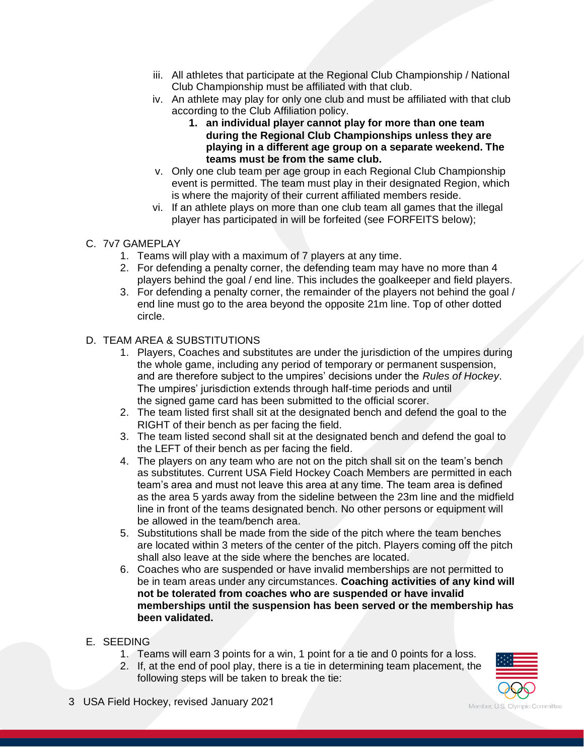iii. All athletes that participate at the Regional Club Championship / National Club Championship must be affiliated with that club.

iv. An athlete may play for only one club and must be affiliated with that club according to the Club Affiliation policy.

   1. **an individual player cannot play for more than one team during the Regional Club Championships unless they are playing in a different age group on a separate weekend. The teams must be from the same club.**

v. Only one club team per age group in each Regional Club Championship event is permitted. The team must play in their designated Region, which is where the majority of their current affiliated members reside.

vi. If an athlete plays on more than one club team all games that the illegal player has participated in will be forfeited (see FORFEITS below);

C. 7v7 GAMEPLAY

1. Teams will play with a maximum of 7 players at any time.
2. For defending a penalty corner, the defending team may have no more than 4 players behind the goal / end line. This includes the goalkeeper and field players.
3. For defending a penalty corner, the remainder of the players not behind the goal / end line must go to the area beyond the opposite 21m line. Top of other dotted circle.

D. TEAM AREA & SUBSTITUTIONS

1. Players, Coaches and substitutes are under the jurisdiction of the umpires during the whole game, including any period of temporary or permanent suspension, and are therefore subject to the umpires' decisions under the *Rules of Hockey*. The umpires' jurisdiction extends through half-time periods and until the signed game card has been submitted to the official scorer.
2. The team listed first shall sit at the designated bench and defend the goal to the RIGHT of their bench as per facing the field.
3. The team listed second shall sit at the designated bench and defend the goal to the LEFT of their bench as per facing the field.
4. The players on any team who are not on the pitch shall sit on the team's bench as substitutes. Current USA Field Hockey Coach Members are permitted in each team's area and must not leave this area at any time. The team area is defined as the area 5 yards away from the sideline between the 23m line and the midfield line in front of the teams designated bench. No other persons or equipment will be allowed in the team/bench area.
5. Substitutions shall be made from the side of the pitch where the team benches are located within 3 meters of the center of the pitch. Players coming off the pitch shall also leave at the side where the benches are located.
6. Coaches who are suspended or have invalid memberships are not permitted to be in team areas under any circumstances. **Coaching activities of any kind will not be tolerated from coaches who are suspended or have invalid memberships until the suspension has been served or the membership has been validated.**

E. SEEDING

1. Teams will earn 3 points for a win, 1 point for a tie and 0 points for a loss.
2. If, at the end of pool play, there is a tie in determining team placement, the following steps will be taken to break the tie: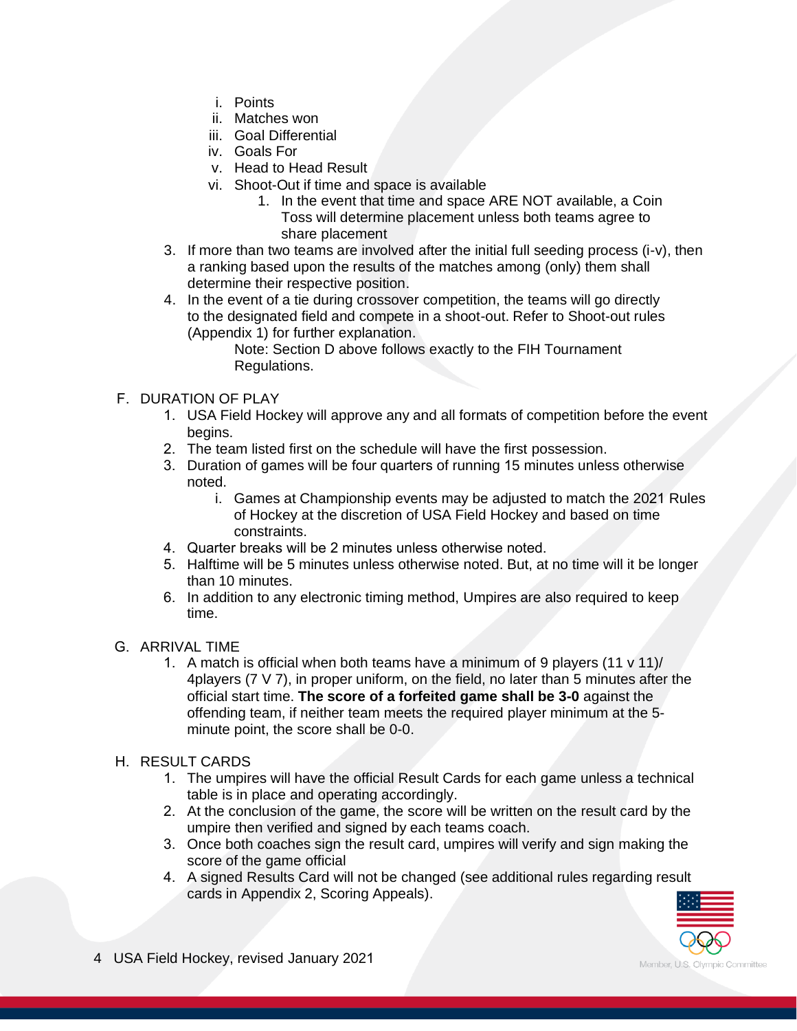i. Points
   ii. Matches won
   iii. Goal Differential
   iv. Goals For
   v. Head to Head Result
   vi. Shoot-Out if time and space is available
      1. In the event that time and space ARE NOT available, a Coin Toss will determine placement unless both teams agree to share placement

3. If more than two teams are involved after the initial full seeding process (i-v), then a ranking based upon the results of the matches among (only) them shall determine their respective position.
4. In the event of a tie during crossover competition, the teams will go directly to the designated field and compete in a shoot-out. Refer to Shoot-out rules (Appendix 1) for further explanation.

   Note: Section D above follows exactly to the FIH Tournament Regulations.

## F. DURATION OF PLAY

1. USA Field Hockey will approve any and all formats of competition before the event begins.
2. The team listed first on the schedule will have the first possession.
3. Duration of games will be four quarters of running 15 minutes unless otherwise noted.
   i. Games at Championship events may be adjusted to match the 2021 Rules of Hockey at the discretion of USA Field Hockey and based on time constraints.
4. Quarter breaks will be 2 minutes unless otherwise noted.
5. Halftime will be 5 minutes unless otherwise noted. But, at no time will it be longer than 10 minutes.
6. In addition to any electronic timing method, Umpires are also required to keep time.

## G. ARRIVAL TIME

1. A match is official when both teams have a minimum of 9 players (11 v 11)/ 4players (7 V 7), in proper uniform, on the field, no later than 5 minutes after the official start time. **The score of a forfeited game shall be 3-0** against the offending team, if neither team meets the required player minimum at the 5-minute point, the score shall be 0-0.

## H. RESULT CARDS

1. The umpires will have the official Result Cards for each game unless a technical table is in place and operating accordingly.
2. At the conclusion of the game, the score will be written on the result card by the umpire then verified and signed by each teams coach.
3. Once both coaches sign the result card, umpires will verify and sign making the score of the game official
4. A signed Results Card will not be changed (see additional rules regarding result cards in Appendix 2, Scoring Appeals).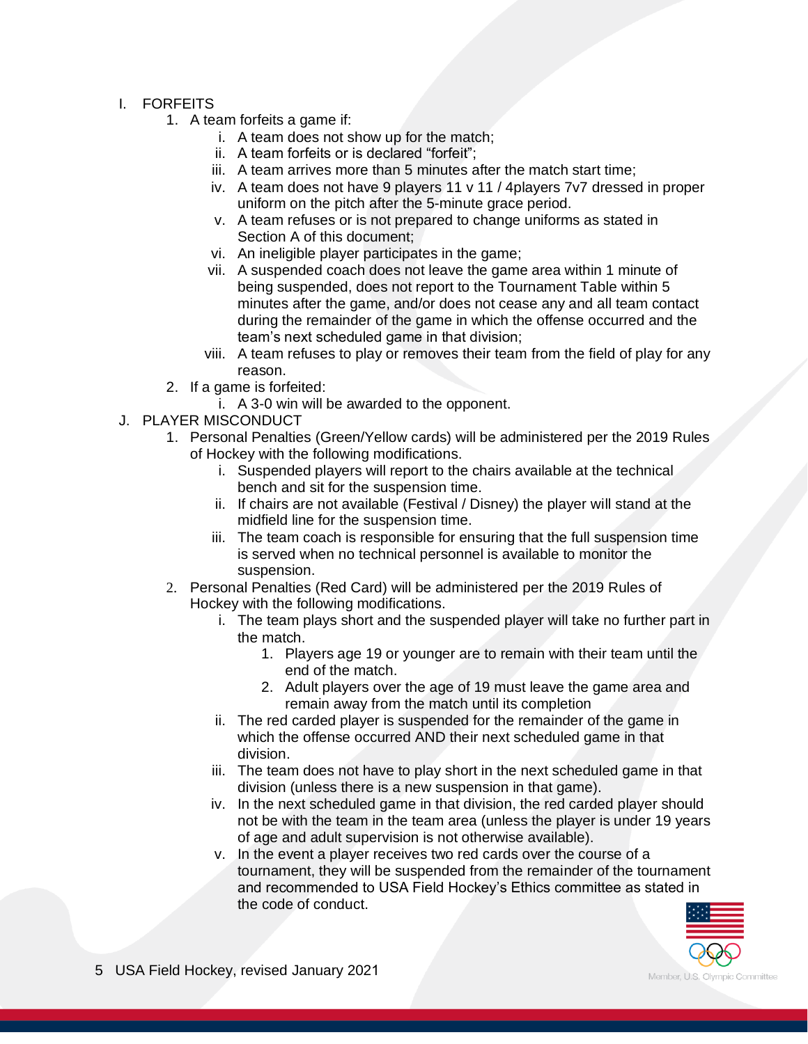I. FORFEITS
   1. A team forfeits a game if:
      i. A team does not show up for the match;
      ii. A team forfeits or is declared "forfeit";
      iii. A team arrives more than 5 minutes after the match start time;
      iv. A team does not have 9 players 11 v 11 / 4players 7v7 dressed in proper uniform on the pitch after the 5-minute grace period.
      v. A team refuses or is not prepared to change uniforms as stated in Section A of this document;
      vi. An ineligible player participates in the game;
      vii. A suspended coach does not leave the game area within 1 minute of being suspended, does not report to the Tournament Table within 5 minutes after the game, and/or does not cease any and all team contact during the remainder of the game in which the offense occurred and the team's next scheduled game in that division;
      viii. A team refuses to play or removes their team from the field of play for any reason.
   2. If a game is forfeited:
      i. A 3-0 win will be awarded to the opponent.

J. PLAYER MISCONDUCT
   1. Personal Penalties (Green/Yellow cards) will be administered per the 2019 Rules of Hockey with the following modifications.
      i. Suspended players will report to the chairs available at the technical bench and sit for the suspension time.
      ii. If chairs are not available (Festival / Disney) the player will stand at the midfield line for the suspension time.
      iii. The team coach is responsible for ensuring that the full suspension time is served when no technical personnel is available to monitor the suspension.
   2. Personal Penalties (Red Card) will be administered per the 2019 Rules of Hockey with the following modifications.
      i. The team plays short and the suspended player will take no further part in the match.
         1. Players age 19 or younger are to remain with their team until the end of the match.
         2. Adult players over the age of 19 must leave the game area and remain away from the match until its completion
      ii. The red carded player is suspended for the remainder of the game in which the offense occurred AND their next scheduled game in that division.
      iii. The team does not have to play short in the next scheduled game in that division (unless there is a new suspension in that game).
      iv. In the next scheduled game in that division, the red carded player should not be with the team in the team area (unless the player is under 19 years of age and adult supervision is not otherwise available).
      v. In the event a player receives two red cards over the course of a tournament, they will be suspended from the remainder of the tournament and recommended to USA Field Hockey's Ethics committee as stated in the code of conduct.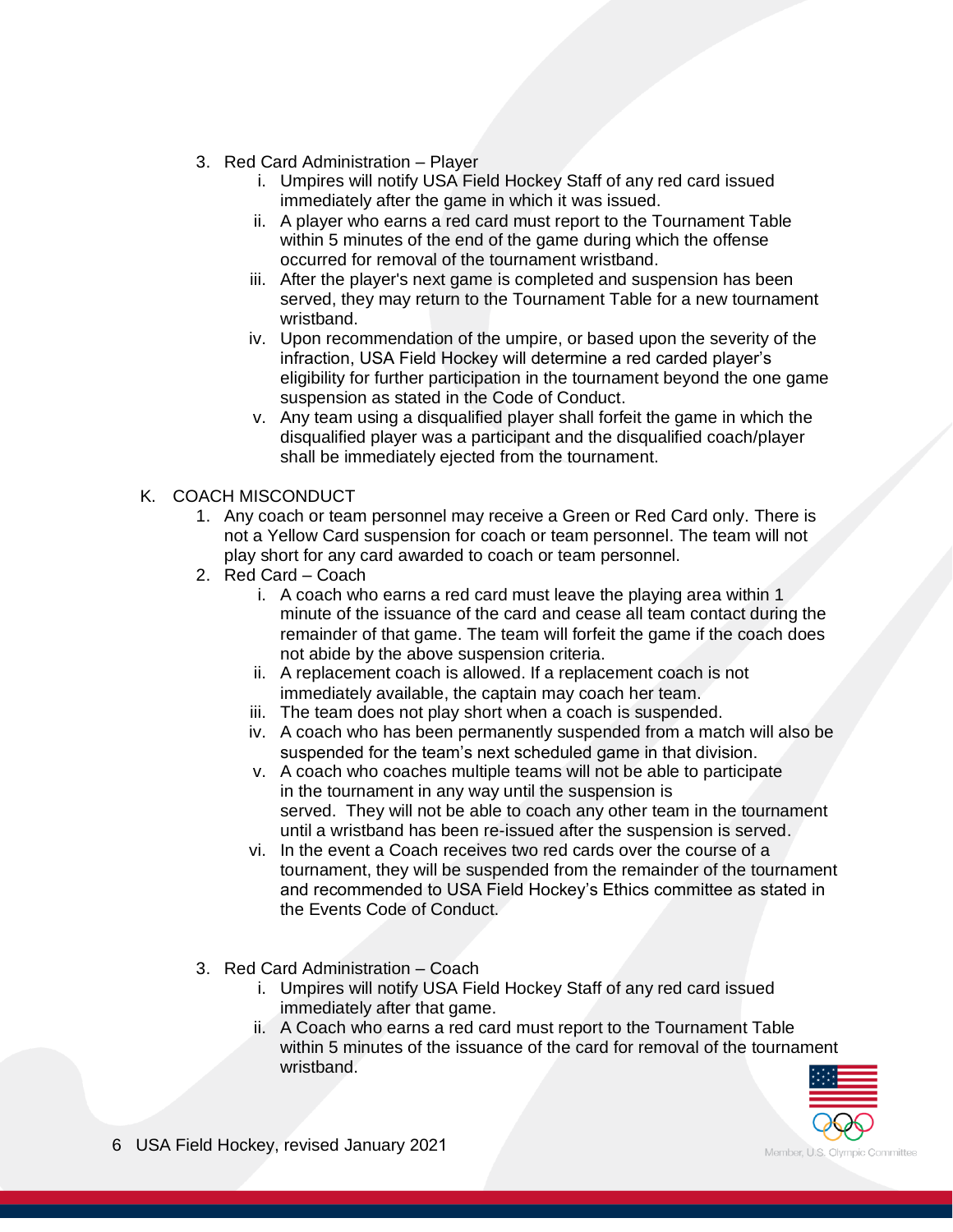3. Red Card Administration – Player
    i. Umpires will notify USA Field Hockey Staff of any red card issued immediately after the game in which it was issued.
    ii. A player who earns a red card must report to the Tournament Table within 5 minutes of the end of the game during which the offense occurred for removal of the tournament wristband.
    iii. After the player's next game is completed and suspension has been served, they may return to the Tournament Table for a new tournament wristband.
    iv. Upon recommendation of the umpire, or based upon the severity of the infraction, USA Field Hockey will determine a red carded player's eligibility for further participation in the tournament beyond the one game suspension as stated in the Code of Conduct.
    v. Any team using a disqualified player shall forfeit the game in which the disqualified player was a participant and the disqualified coach/player shall be immediately ejected from the tournament.

K. COACH MISCONDUCT

1. Any coach or team personnel may receive a Green or Red Card only. There is not a Yellow Card suspension for coach or team personnel. The team will not play short for any card awarded to coach or team personnel.
2. Red Card – Coach
    i. A coach who earns a red card must leave the playing area within 1 minute of the issuance of the card and cease all team contact during the remainder of that game. The team will forfeit the game if the coach does not abide by the above suspension criteria.
    ii. A replacement coach is allowed. If a replacement coach is not immediately available, the captain may coach her team.
    iii. The team does not play short when a coach is suspended.
    iv. A coach who has been permanently suspended from a match will also be suspended for the team's next scheduled game in that division.
    v. A coach who coaches multiple teams will not be able to participate in the tournament in any way until the suspension is served. They will not be able to coach any other team in the tournament until a wristband has been re-issued after the suspension is served.
    vi. In the event a Coach receives two red cards over the course of a tournament, they will be suspended from the remainder of the tournament and recommended to USA Field Hockey's Ethics committee as stated in the Events Code of Conduct.
3. Red Card Administration – Coach
    i. Umpires will notify USA Field Hockey Staff of any red card issued immediately after that game.
    ii. A Coach who earns a red card must report to the Tournament Table within 5 minutes of the issuance of the card for removal of the tournament wristband.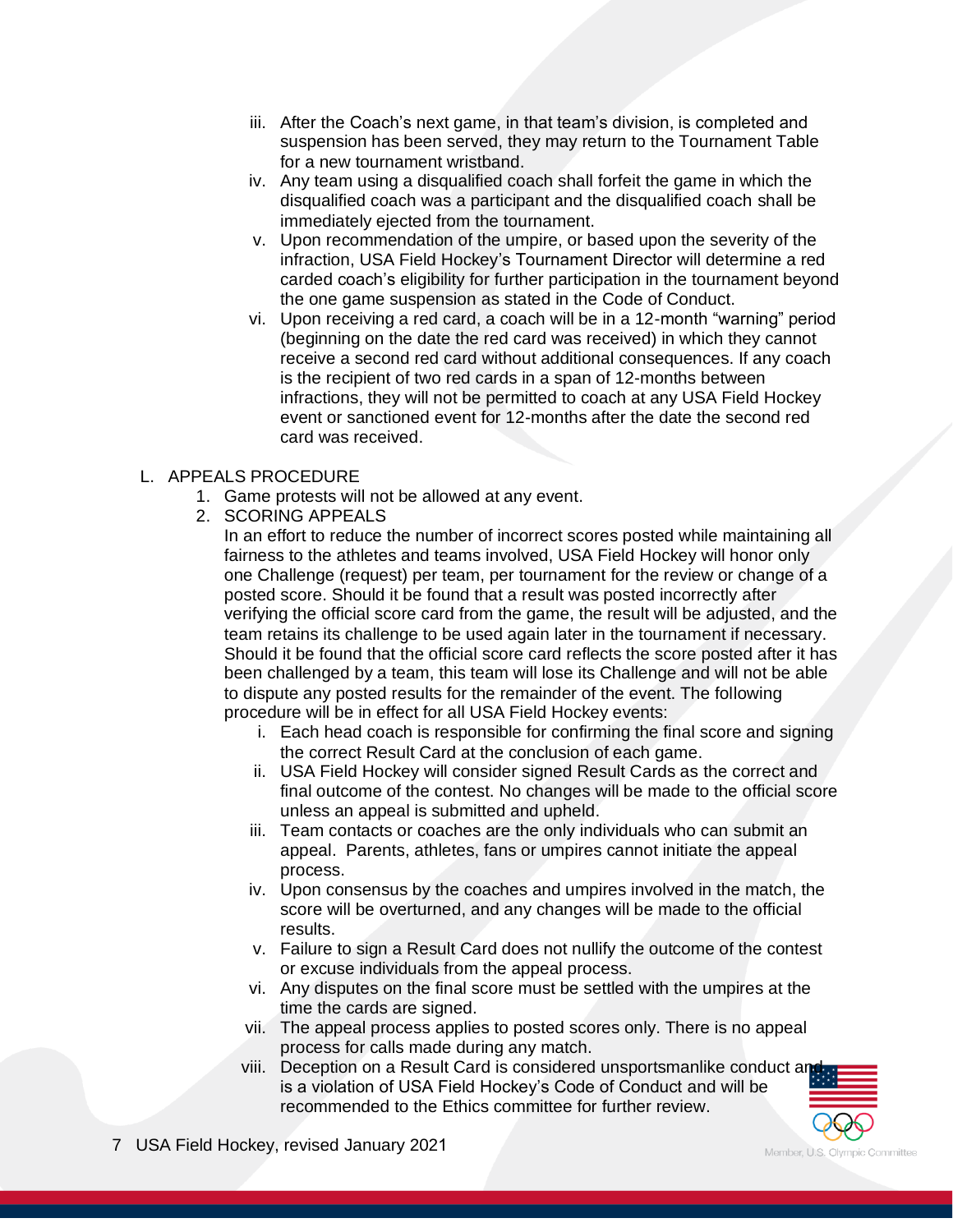iii. After the Coach's next game, in that team's division, is completed and suspension has been served, they may return to the Tournament Table for a new tournament wristband.

iv. Any team using a disqualified coach shall forfeit the game in which the disqualified coach was a participant and the disqualified coach shall be immediately ejected from the tournament.

v. Upon recommendation of the umpire, or based upon the severity of the infraction, USA Field Hockey's Tournament Director will determine a red carded coach's eligibility for further participation in the tournament beyond the one game suspension as stated in the Code of Conduct.

vi. Upon receiving a red card, a coach will be in a 12-month "warning" period (beginning on the date the red card was received) in which they cannot receive a second red card without additional consequences. If any coach is the recipient of two red cards in a span of 12-months between infractions, they will not be permitted to coach at any USA Field Hockey event or sanctioned event for 12-months after the date the second red card was received.

L. APPEALS PROCEDURE

1. Game protests will not be allowed at any event.
2. SCORING APPEALS

   In an effort to reduce the number of incorrect scores posted while maintaining all fairness to the athletes and teams involved, USA Field Hockey will honor only one Challenge (request) per team, per tournament for the review or change of a posted score. Should it be found that a result was posted incorrectly after verifying the official score card from the game, the result will be adjusted, and the team retains its challenge to be used again later in the tournament if necessary. Should it be found that the official score card reflects the score posted after it has been challenged by a team, this team will lose its Challenge and will not be able to dispute any posted results for the remainder of the event. The following procedure will be in effect for all USA Field Hockey events:

   i. Each head coach is responsible for confirming the final score and signing the correct Result Card at the conclusion of each game.

   ii. USA Field Hockey will consider signed Result Cards as the correct and final outcome of the contest. No changes will be made to the official score unless an appeal is submitted and upheld.

   iii. Team contacts or coaches are the only individuals who can submit an appeal. Parents, athletes, fans or umpires cannot initiate the appeal process.

   iv. Upon consensus by the coaches and umpires involved in the match, the score will be overturned, and any changes will be made to the official results.

   v. Failure to sign a Result Card does not nullify the outcome of the contest or excuse individuals from the appeal process.

   vi. Any disputes on the final score must be settled with the umpires at the time the cards are signed.

   vii. The appeal process applies to posted scores only. There is no appeal process for calls made during any match.

   viii. Deception on a Result Card is considered unsportsmanlike conduct and is a violation of USA Field Hockey's Code of Conduct and will be recommended to the Ethics committee for further review.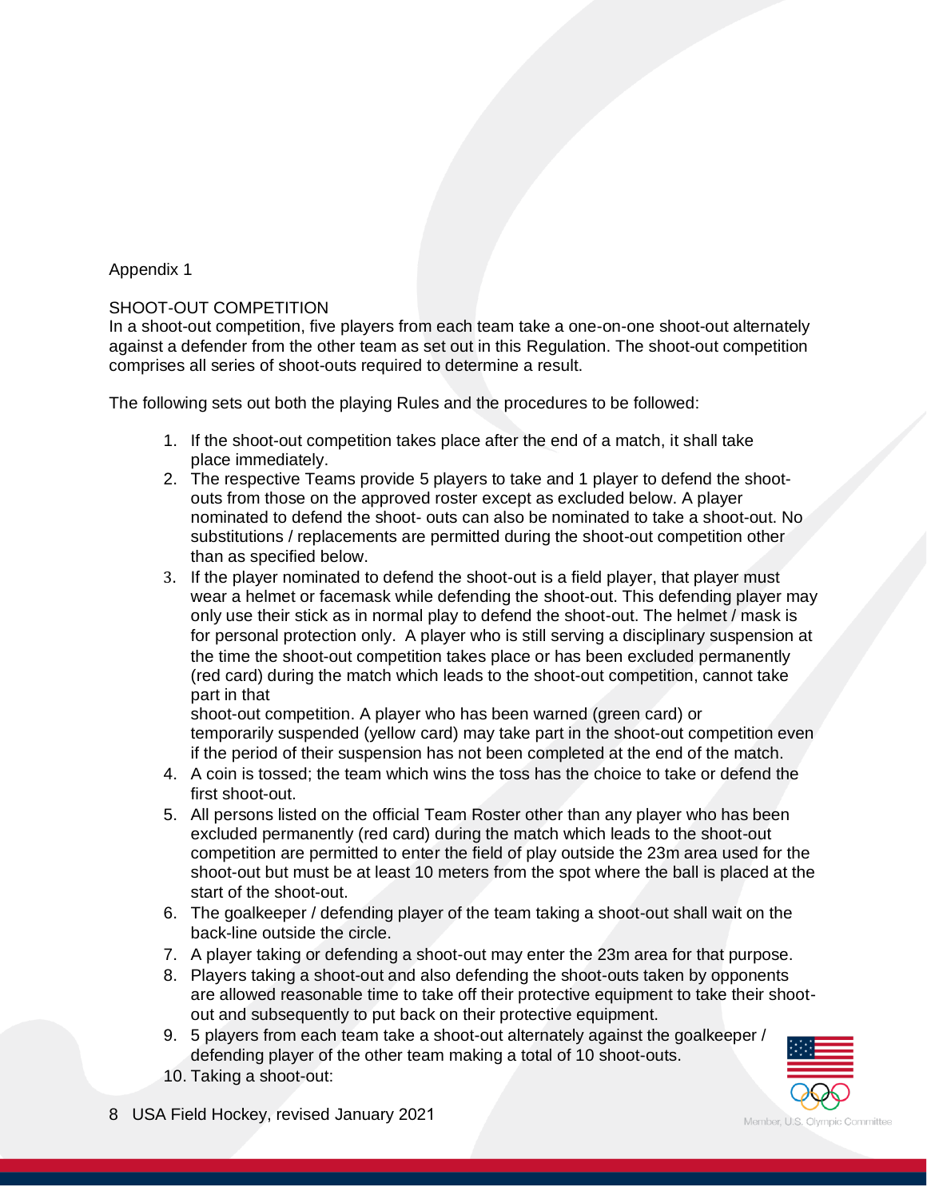Appendix 1

SHOOT-OUT COMPETITION

In a shoot-out competition, five players from each team take a one-on-one shoot-out alternately against a defender from the other team as set out in this Regulation. The shoot-out competition comprises all series of shoot-outs required to determine a result.

The following sets out both the playing Rules and the procedures to be followed:

1. If the shoot-out competition takes place after the end of a match, it shall take place immediately.
2. The respective Teams provide 5 players to take and 1 player to defend the shoot-outs from those on the approved roster except as excluded below. A player nominated to defend the shoot- outs can also be nominated to take a shoot-out. No substitutions / replacements are permitted during the shoot-out competition other than as specified below.
3. If the player nominated to defend the shoot-out is a field player, that player must wear a helmet or facemask while defending the shoot-out. This defending player may only use their stick as in normal play to defend the shoot-out. The helmet / mask is for personal protection only. A player who is still serving a disciplinary suspension at the time the shoot-out competition takes place or has been excluded permanently (red card) during the match which leads to the shoot-out competition, cannot take part in that shoot-out competition. A player who has been warned (green card) or temporarily suspended (yellow card) may take part in the shoot-out competition even if the period of their suspension has not been completed at the end of the match.
4. A coin is tossed; the team which wins the toss has the choice to take or defend the first shoot-out.
5. All persons listed on the official Team Roster other than any player who has been excluded permanently (red card) during the match which leads to the shoot-out competition are permitted to enter the field of play outside the 23m area used for the shoot-out but must be at least 10 meters from the spot where the ball is placed at the start of the shoot-out.
6. The goalkeeper / defending player of the team taking a shoot-out shall wait on the back-line outside the circle.
7. A player taking or defending a shoot-out may enter the 23m area for that purpose.
8. Players taking a shoot-out and also defending the shoot-outs taken by opponents are allowed reasonable time to take off their protective equipment to take their shoot-out and subsequently to put back on their protective equipment.
9. 5 players from each team take a shoot-out alternately against the goalkeeper / defending player of the other team making a total of 10 shoot-outs.
10. Taking a shoot-out: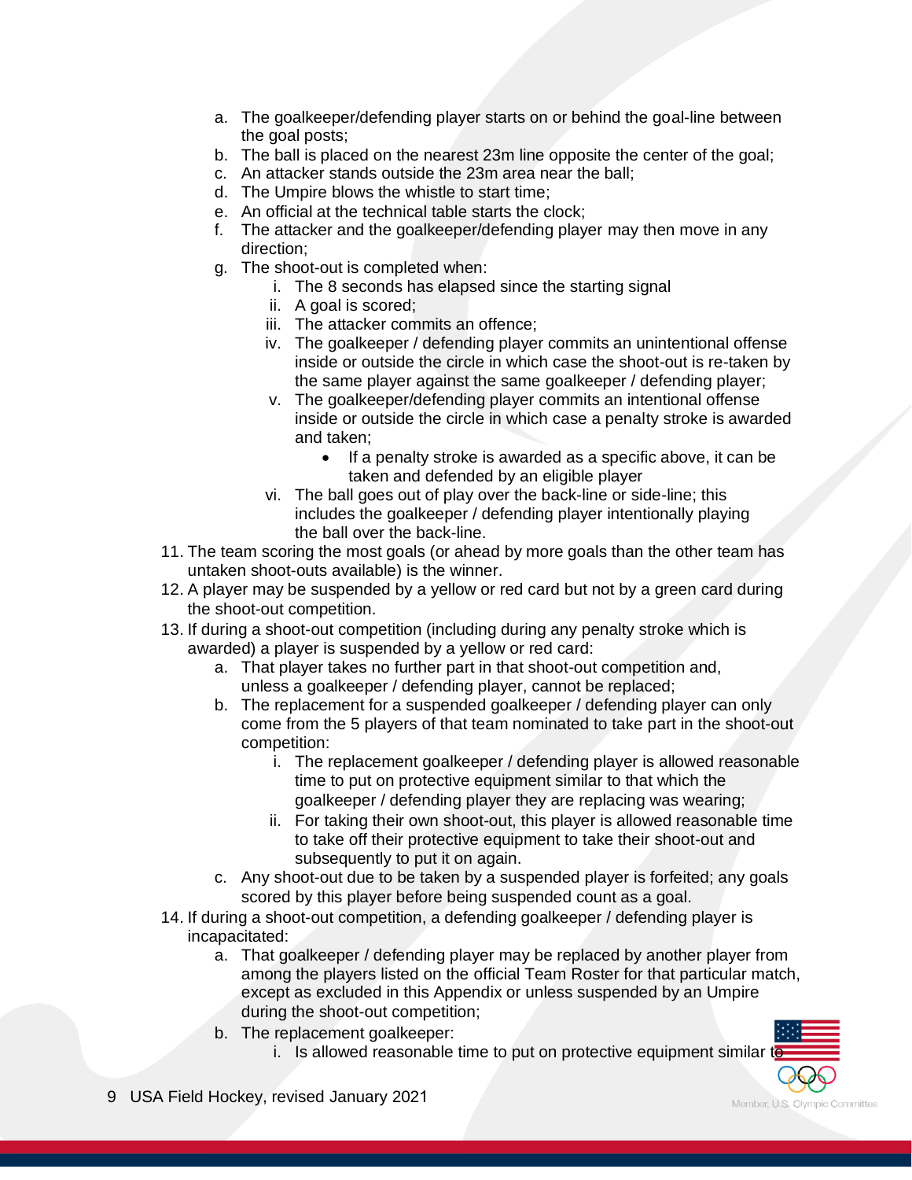a. The goalkeeper/defending player starts on or behind the goal-line between the goal posts;
b. The ball is placed on the nearest 23m line opposite the center of the goal;
c. An attacker stands outside the 23m area near the ball;
d. The Umpire blows the whistle to start time;
e. An official at the technical table starts the clock;
f. The attacker and the goalkeeper/defending player may then move in any direction;
g. The shoot-out is completed when:
    i. The 8 seconds has elapsed since the starting signal
    ii. A goal is scored;
    iii. The attacker commits an offence;
    iv. The goalkeeper / defending player commits an unintentional offense inside or outside the circle in which case the shoot-out is re-taken by the same player against the same goalkeeper / defending player;
    v. The goalkeeper/defending player commits an intentional offense inside or outside the circle in which case a penalty stroke is awarded and taken;
        - If a penalty stroke is awarded as a specific above, it can be taken and defended by an eligible player
    vi. The ball goes out of play over the back-line or side-line; this includes the goalkeeper / defending player intentionally playing the ball over the back-line.

11. The team scoring the most goals (or ahead by more goals than the other team has untaken shoot-outs available) is the winner.
12. A player may be suspended by a yellow or red card but not by a green card during the shoot-out competition.
13. If during a shoot-out competition (including during any penalty stroke which is awarded) a player is suspended by a yellow or red card:
    a. That player takes no further part in that shoot-out competition and, unless a goalkeeper / defending player, cannot be replaced;
    b. The replacement for a suspended goalkeeper / defending player can only come from the 5 players of that team nominated to take part in the shoot-out competition:
        i. The replacement goalkeeper / defending player is allowed reasonable time to put on protective equipment similar to that which the goalkeeper / defending player they are replacing was wearing;
        ii. For taking their own shoot-out, this player is allowed reasonable time to take off their protective equipment to take their shoot-out and subsequently to put it on again.
    c. Any shoot-out due to be taken by a suspended player is forfeited; any goals scored by this player before being suspended count as a goal.
14. If during a shoot-out competition, a defending goalkeeper / defending player is incapacitated:
    a. That goalkeeper / defending player may be replaced by another player from among the players listed on the official Team Roster for that particular match, except as excluded in this Appendix or unless suspended by an Umpire during the shoot-out competition;
    b. The replacement goalkeeper:
        i. Is allowed reasonable time to put on protective equipment similar to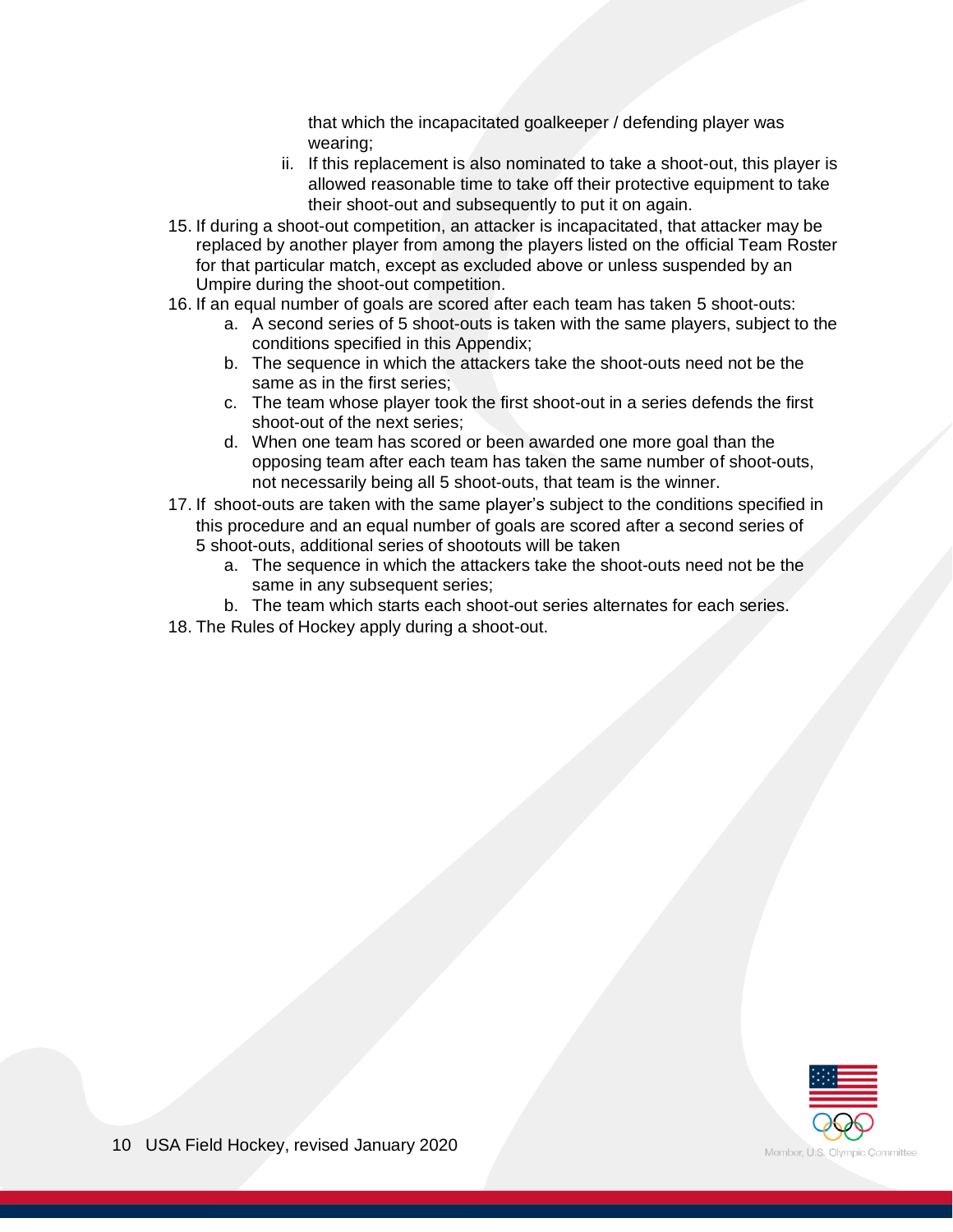that which the incapacitated goalkeeper / defending player was wearing;

   ii. If this replacement is also nominated to take a shoot-out, this player is allowed reasonable time to take off their protective equipment to take their shoot-out and subsequently to put it on again.

15. If during a shoot-out competition, an attacker is incapacitated, that attacker may be replaced by another player from among the players listed on the official Team Roster for that particular match, except as excluded above or unless suspended by an Umpire during the shoot-out competition.
16. If an equal number of goals are scored after each team has taken 5 shoot-outs:
    a. A second series of 5 shoot-outs is taken with the same players, subject to the conditions specified in this Appendix;
    b. The sequence in which the attackers take the shoot-outs need not be the same as in the first series;
    c. The team whose player took the first shoot-out in a series defends the first shoot-out of the next series;
    d. When one team has scored or been awarded one more goal than the opposing team after each team has taken the same number of shoot-outs, not necessarily being all 5 shoot-outs, that team is the winner.
17. If shoot-outs are taken with the same player's subject to the conditions specified in this procedure and an equal number of goals are scored after a second series of 5 shoot-outs, additional series of shootouts will be taken
    a. The sequence in which the attackers take the shoot-outs need not be the same in any subsequent series;
    b. The team which starts each shoot-out series alternates for each series.
18. The Rules of Hockey apply during a shoot-out.